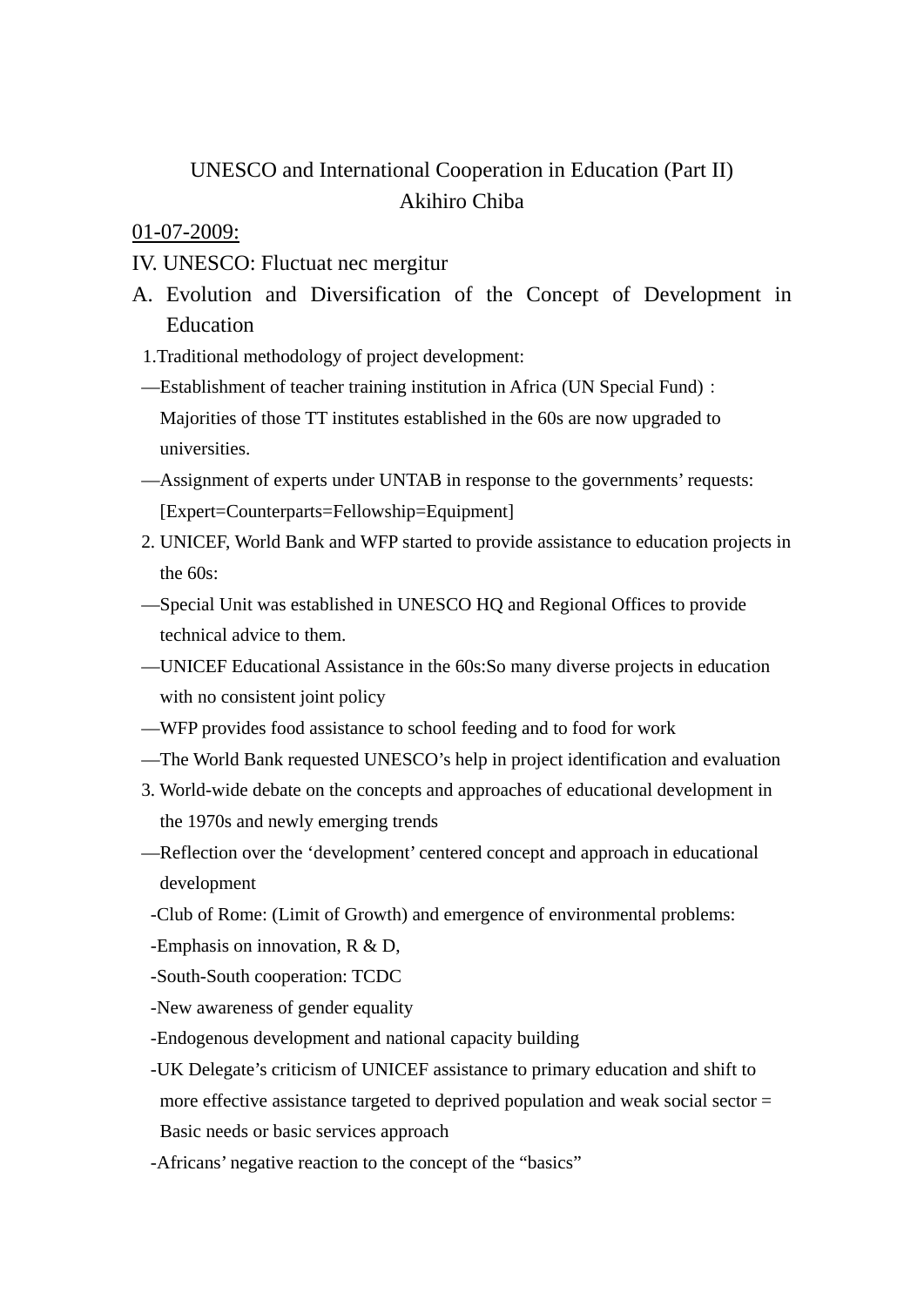# UNESCO and International Cooperation in Education (Part II)

Akihiro Chiba

<u>01-07-2009:</u>

## IV. UNESCO: Fluctuat nec mergitur

### A. Evolution and Diversification of the Concept of Development in Education

1.Traditional methodology of project development:

—Establishment of teacher training institution in Africa (UN Special Fund)：Majorities of those TT institutes established in the 60s are now upgraded to universities.

—Assignment of experts under UNTAB in response to the governments' requests: [Expert=Counterparts=Fellowship=Equipment]

2. UNICEF, World Bank and WFP started to provide assistance to education projects in the 60s:

—Special Unit was established in UNESCO HQ and Regional Offices to provide technical advice to them.

—UNICEF Educational Assistance in the 60s:So many diverse projects in education with no consistent joint policy

—WFP provides food assistance to school feeding and to food for work

—The World Bank requested UNESCO's help in project identification and evaluation

3. World-wide debate on the concepts and approaches of educational development in the 1970s and newly emerging trends

—Reflection over the 'development' centered concept and approach in educational development

-Club of Rome: (Limit of Growth) and emergence of environmental problems:

-Emphasis on innovation, R & D,

-South-South cooperation: TCDC

-New awareness of gender equality

-Endogenous development and national capacity building

-UK Delegate's criticism of UNICEF assistance to primary education and shift to more effective assistance targeted to deprived population and weak social sector = Basic needs or basic services approach

-Africans' negative reaction to the concept of the "basics"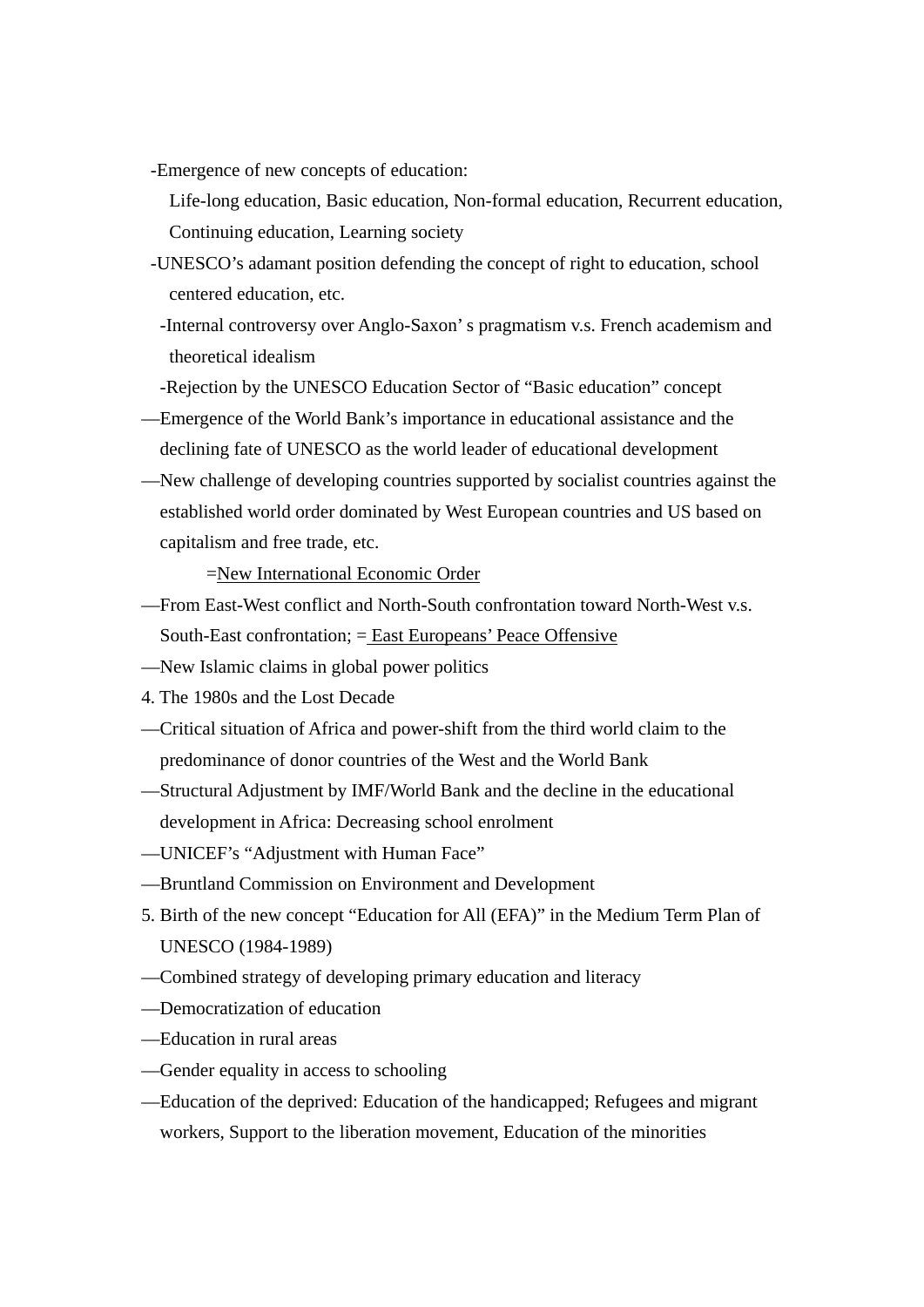-Emergence of new concepts of education:

Life-long education, Basic education, Non-formal education, Recurrent education, Continuing education, Learning society

-UNESCO's adamant position defending the concept of right to education, school centered education, etc.

-Internal controversy over Anglo-Saxon' s pragmatism v.s. French academism and theoretical idealism

-Rejection by the UNESCO Education Sector of "Basic education" concept

—Emergence of the World Bank's importance in educational assistance and the declining fate of UNESCO as the world leader of educational development

—New challenge of developing countries supported by socialist countries against the established world order dominated by West European countries and US based on capitalism and free trade, etc.

=<u>New International Economic Order</u>

—From East-West conflict and North-South confrontation toward North-West v.s. South-East confrontation; = <u>East Europeans' Peace Offensive</u>

—New Islamic claims in global power politics

4. The 1980s and the Lost Decade

—Critical situation of Africa and power-shift from the third world claim to the predominance of donor countries of the West and the World Bank

—Structural Adjustment by IMF/World Bank and the decline in the educational development in Africa: Decreasing school enrolment

—UNICEF's "Adjustment with Human Face"

—Bruntland Commission on Environment and Development

5. Birth of the new concept "Education for All (EFA)" in the Medium Term Plan of UNESCO (1984-1989)

—Combined strategy of developing primary education and literacy

—Democratization of education

—Education in rural areas

—Gender equality in access to schooling

—Education of the deprived: Education of the handicapped; Refugees and migrant workers, Support to the liberation movement, Education of the minorities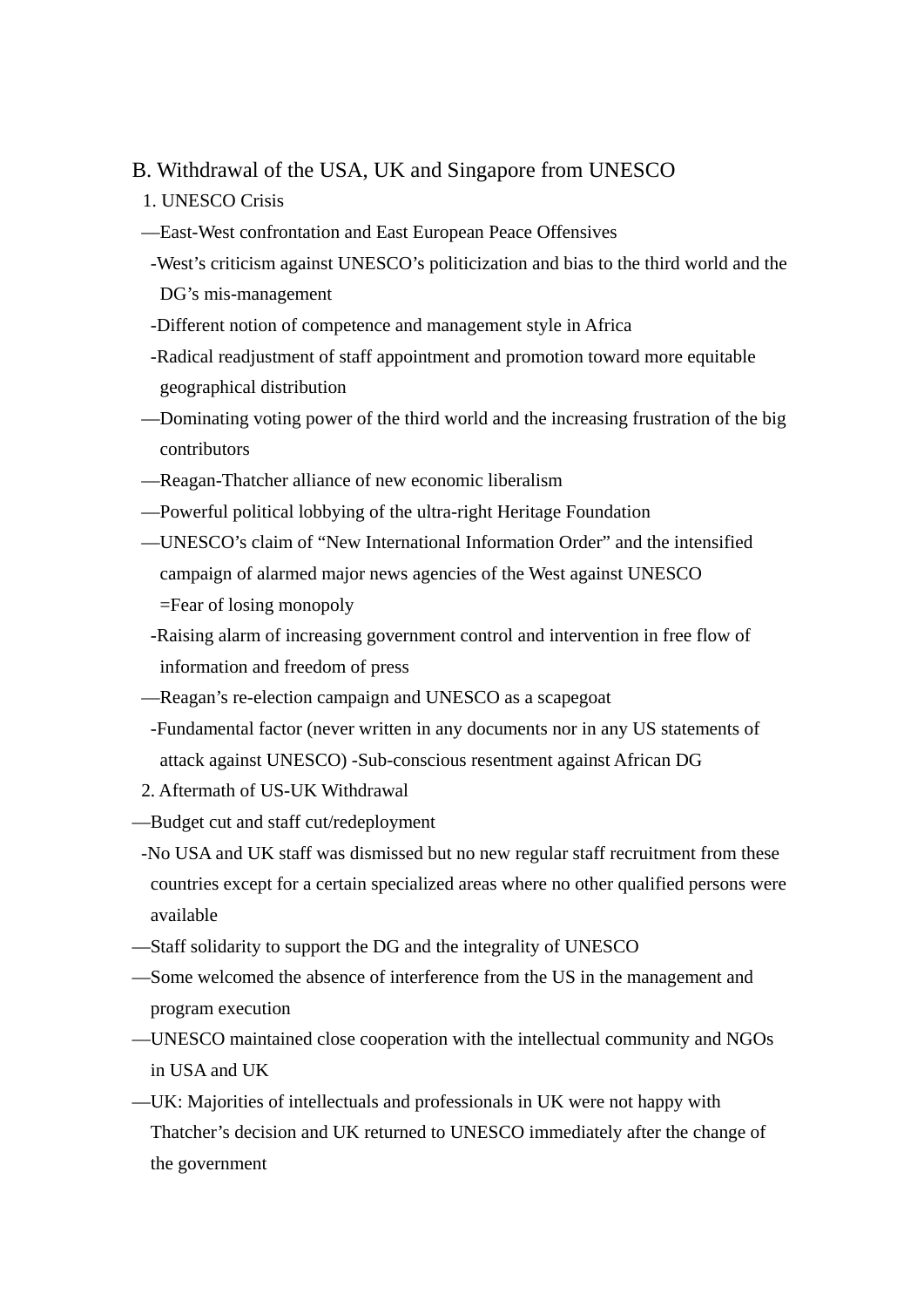## B. Withdrawal of the USA, UK and Singapore from UNESCO

1. UNESCO Crisis

—East-West confrontation and East European Peace Offensives

-West's criticism against UNESCO's politicization and bias to the third world and the DG's mis-management

-Different notion of competence and management style in Africa

-Radical readjustment of staff appointment and promotion toward more equitable geographical distribution

—Dominating voting power of the third world and the increasing frustration of the big contributors

—Reagan-Thatcher alliance of new economic liberalism

—Powerful political lobbying of the ultra-right Heritage Foundation

—UNESCO's claim of "New International Information Order" and the intensified campaign of alarmed major news agencies of the West against UNESCO
=Fear of losing monopoly

-Raising alarm of increasing government control and intervention in free flow of information and freedom of press

—Reagan's re-election campaign and UNESCO as a scapegoat

-Fundamental factor (never written in any documents nor in any US statements of attack against UNESCO) -Sub-conscious resentment against African DG

2. Aftermath of US-UK Withdrawal

—Budget cut and staff cut/redeployment

-No USA and UK staff was dismissed but no new regular staff recruitment from these countries except for a certain specialized areas where no other qualified persons were available

—Staff solidarity to support the DG and the integrality of UNESCO

—Some welcomed the absence of interference from the US in the management and program execution

—UNESCO maintained close cooperation with the intellectual community and NGOs in USA and UK

—UK: Majorities of intellectuals and professionals in UK were not happy with Thatcher's decision and UK returned to UNESCO immediately after the change of the government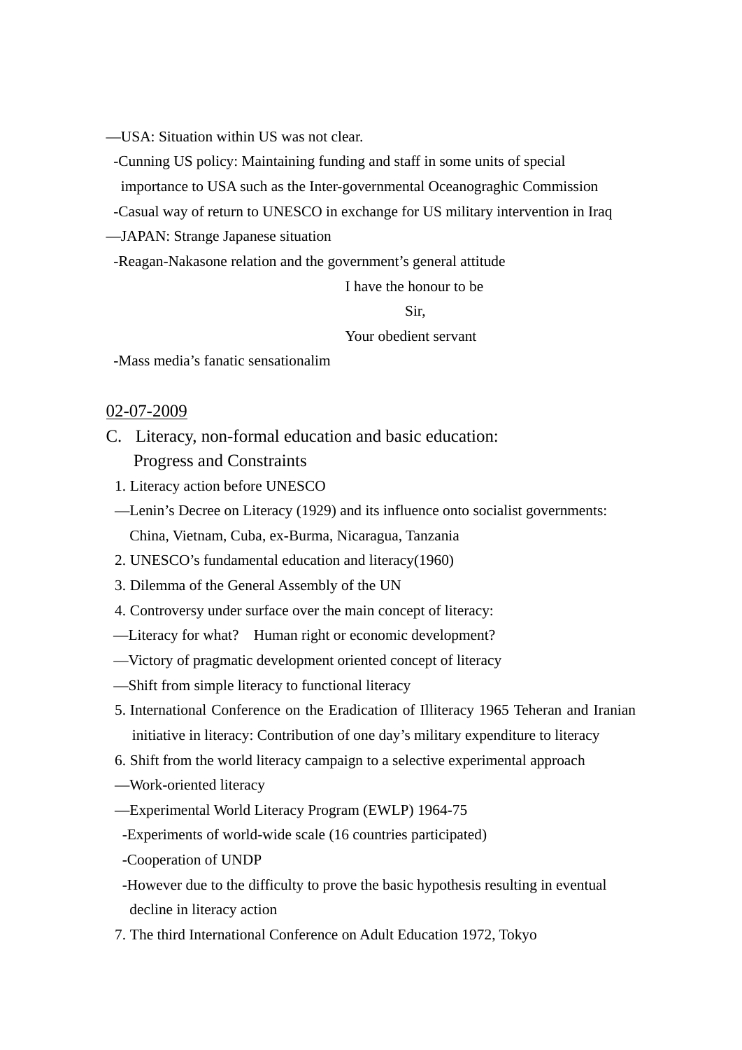—USA: Situation within US was not clear.

-Cunning US policy: Maintaining funding and staff in some units of special importance to USA such as the Inter-governmental Oceanograghic Commission

-Casual way of return to UNESCO in exchange for US military intervention in Iraq

—JAPAN: Strange Japanese situation

-Reagan-Nakasone relation and the government's general attitude

I have the honour to be

Sir,

Your obedient servant

-Mass media's fanatic sensationalim

<u>02-07-2009</u>

## C. Literacy, non-formal education and basic education: Progress and Constraints

1. Literacy action before UNESCO

—Lenin's Decree on Literacy (1929) and its influence onto socialist governments: China, Vietnam, Cuba, ex-Burma, Nicaragua, Tanzania

2. UNESCO's fundamental education and literacy(1960)

3. Dilemma of the General Assembly of the UN

4. Controversy under surface over the main concept of literacy:

—Literacy for what? Human right or economic development?

—Victory of pragmatic development oriented concept of literacy

—Shift from simple literacy to functional literacy

5. International Conference on the Eradication of Illiteracy 1965 Teheran and Iranian initiative in literacy: Contribution of one day's military expenditure to literacy

6. Shift from the world literacy campaign to a selective experimental approach

—Work-oriented literacy

—Experimental World Literacy Program (EWLP) 1964-75

-Experiments of world-wide scale (16 countries participated)

-Cooperation of UNDP

-However due to the difficulty to prove the basic hypothesis resulting in eventual decline in literacy action

7. The third International Conference on Adult Education 1972, Tokyo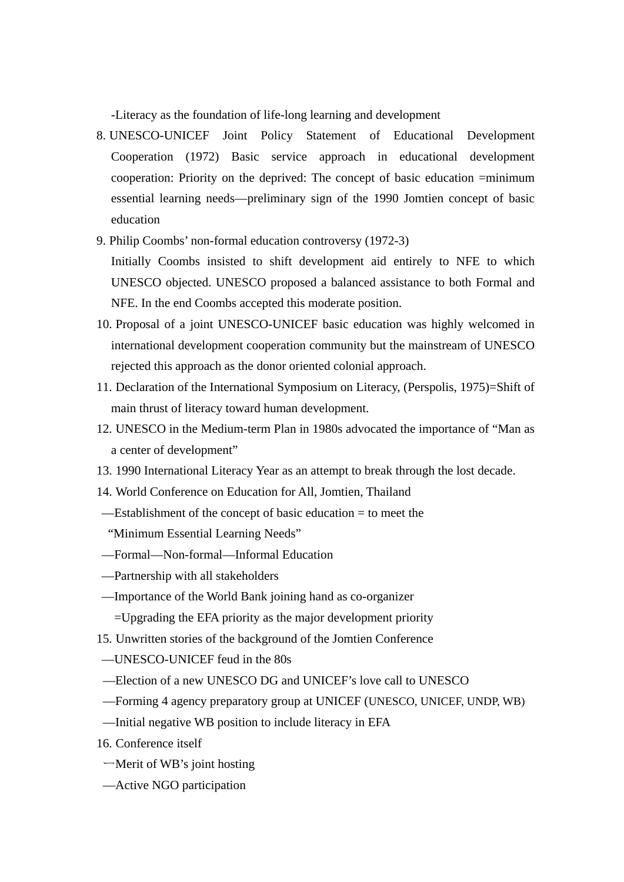-Literacy as the foundation of life-long learning and development

8. UNESCO-UNICEF Joint Policy Statement of Educational Development Cooperation (1972) Basic service approach in educational development cooperation: Priority on the deprived: The concept of basic education =minimum essential learning needs—preliminary sign of the 1990 Jomtien concept of basic education
9. Philip Coombs' non-formal education controversy (1972-3)
   Initially Coombs insisted to shift development aid entirely to NFE to which UNESCO objected. UNESCO proposed a balanced assistance to both Formal and NFE. In the end Coombs accepted this moderate position.
10. Proposal of a joint UNESCO-UNICEF basic education was highly welcomed in international development cooperation community but the mainstream of UNESCO rejected this approach as the donor oriented colonial approach.
11. Declaration of the International Symposium on Literacy, (Perspolis, 1975)=Shift of main thrust of literacy toward human development.
12. UNESCO in the Medium-term Plan in 1980s advocated the importance of "Man as a center of development"
13. 1990 International Literacy Year as an attempt to break through the lost decade.
14. World Conference on Education for All, Jomtien, Thailand
    —Establishment of the concept of basic education = to meet the
      "Minimum Essential Learning Needs"
    —Formal—Non-formal—Informal Education
    —Partnership with all stakeholders
    —Importance of the World Bank joining hand as co-organizer
      =Upgrading the EFA priority as the major development priority
15. Unwritten stories of the background of the Jomtien Conference
    —UNESCO-UNICEF feud in the 80s
    —Election of a new UNESCO DG and UNICEF's love call to UNESCO
    —Forming 4 agency preparatory group at UNICEF (UNESCO, UNICEF, UNDP, WB)
    —Initial negative WB position to include literacy in EFA
16. Conference itself
    —Merit of WB's joint hosting
    —Active NGO participation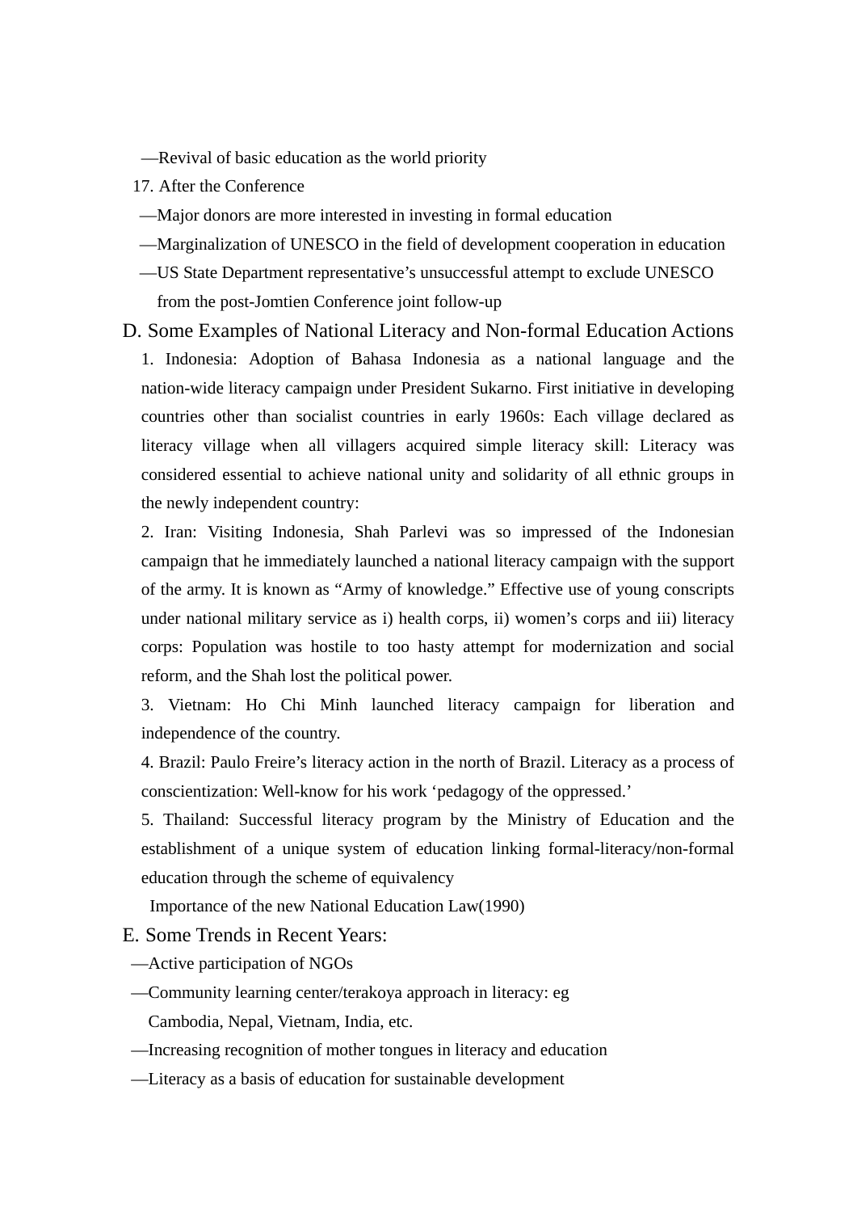—Revival of basic education as the world priority

17. After the Conference

—Major donors are more interested in investing in formal education

—Marginalization of UNESCO in the field of development cooperation in education

—US State Department representative's unsuccessful attempt to exclude UNESCO from the post-Jomtien Conference joint follow-up

## D. Some Examples of National Literacy and Non-formal Education Actions

1. Indonesia: Adoption of Bahasa Indonesia as a national language and the nation-wide literacy campaign under President Sukarno. First initiative in developing countries other than socialist countries in early 1960s: Each village declared as literacy village when all villagers acquired simple literacy skill: Literacy was considered essential to achieve national unity and solidarity of all ethnic groups in the newly independent country:

2. Iran: Visiting Indonesia, Shah Parlevi was so impressed of the Indonesian campaign that he immediately launched a national literacy campaign with the support of the army. It is known as "Army of knowledge." Effective use of young conscripts under national military service as i) health corps, ii) women's corps and iii) literacy corps: Population was hostile to too hasty attempt for modernization and social reform, and the Shah lost the political power.

3. Vietnam: Ho Chi Minh launched literacy campaign for liberation and independence of the country.

4. Brazil: Paulo Freire's literacy action in the north of Brazil. Literacy as a process of conscientization: Well-know for his work 'pedagogy of the oppressed.'

5. Thailand: Successful literacy program by the Ministry of Education and the establishment of a unique system of education linking formal-literacy/non-formal education through the scheme of equivalency

Importance of the new National Education Law(1990)

## E. Some Trends in Recent Years:

—Active participation of NGOs

—Community learning center/terakoya approach in literacy: eg Cambodia, Nepal, Vietnam, India, etc.

—Increasing recognition of mother tongues in literacy and education

—Literacy as a basis of education for sustainable development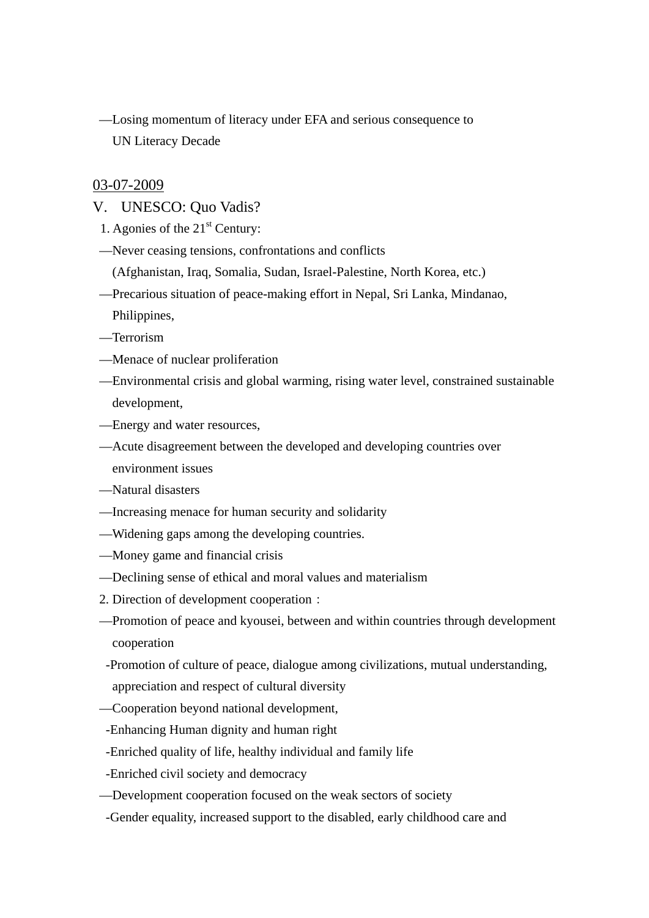—Losing momentum of literacy under EFA and serious consequence to UN Literacy Decade

03-07-2009

## V. UNESCO: Quo Vadis?

1. Agonies of the 21st Century:

—Never ceasing tensions, confrontations and conflicts (Afghanistan, Iraq, Somalia, Sudan, Israel-Palestine, North Korea, etc.)

—Precarious situation of peace-making effort in Nepal, Sri Lanka, Mindanao, Philippines,

—Terrorism

—Menace of nuclear proliferation

—Environmental crisis and global warming, rising water level, constrained sustainable development,

—Energy and water resources,

—Acute disagreement between the developed and developing countries over environment issues

—Natural disasters

—Increasing menace for human security and solidarity

—Widening gaps among the developing countries.

—Money game and financial crisis

—Declining sense of ethical and moral values and materialism

2. Direction of development cooperation：

—Promotion of peace and kyousei, between and within countries through development cooperation

-Promotion of culture of peace, dialogue among civilizations, mutual understanding, appreciation and respect of cultural diversity

—Cooperation beyond national development,

-Enhancing Human dignity and human right

-Enriched quality of life, healthy individual and family life

-Enriched civil society and democracy

—Development cooperation focused on the weak sectors of society

-Gender equality, increased support to the disabled, early childhood care and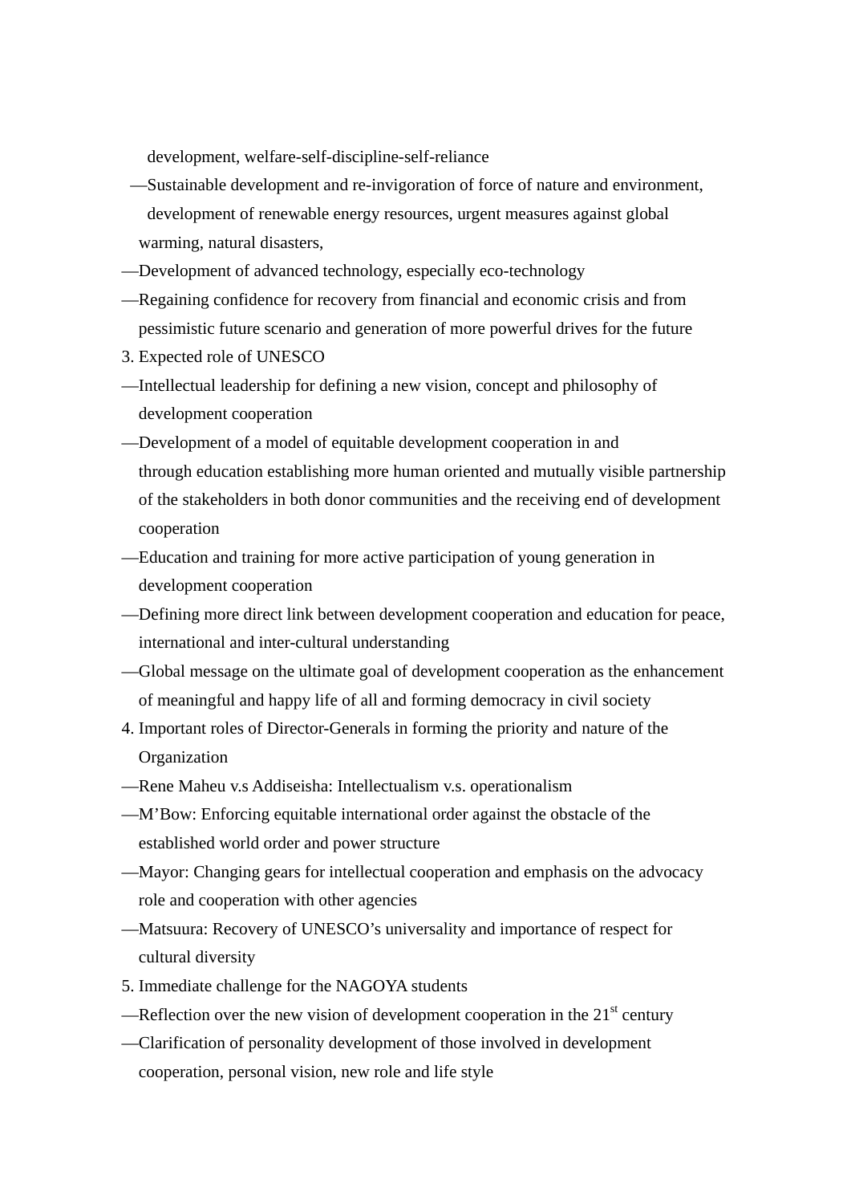development, welfare-self-discipline-self-reliance

—Sustainable development and re-invigoration of force of nature and environment, development of renewable energy resources, urgent measures against global warming, natural disasters,

—Development of advanced technology, especially eco-technology

—Regaining confidence for recovery from financial and economic crisis and from pessimistic future scenario and generation of more powerful drives for the future

3. Expected role of UNESCO

—Intellectual leadership for defining a new vision, concept and philosophy of development cooperation

—Development of a model of equitable development cooperation in and through education establishing more human oriented and mutually visible partnership of the stakeholders in both donor communities and the receiving end of development cooperation

—Education and training for more active participation of young generation in development cooperation

—Defining more direct link between development cooperation and education for peace, international and inter-cultural understanding

—Global message on the ultimate goal of development cooperation as the enhancement of meaningful and happy life of all and forming democracy in civil society

4. Important roles of Director-Generals in forming the priority and nature of the Organization

—Rene Maheu v.s Addiseisha: Intellectualism v.s. operationalism

—M'Bow: Enforcing equitable international order against the obstacle of the established world order and power structure

—Mayor: Changing gears for intellectual cooperation and emphasis on the advocacy role and cooperation with other agencies

—Matsuura: Recovery of UNESCO's universality and importance of respect for cultural diversity

5. Immediate challenge for the NAGOYA students

—Reflection over the new vision of development cooperation in the 21st century

—Clarification of personality development of those involved in development cooperation, personal vision, new role and life style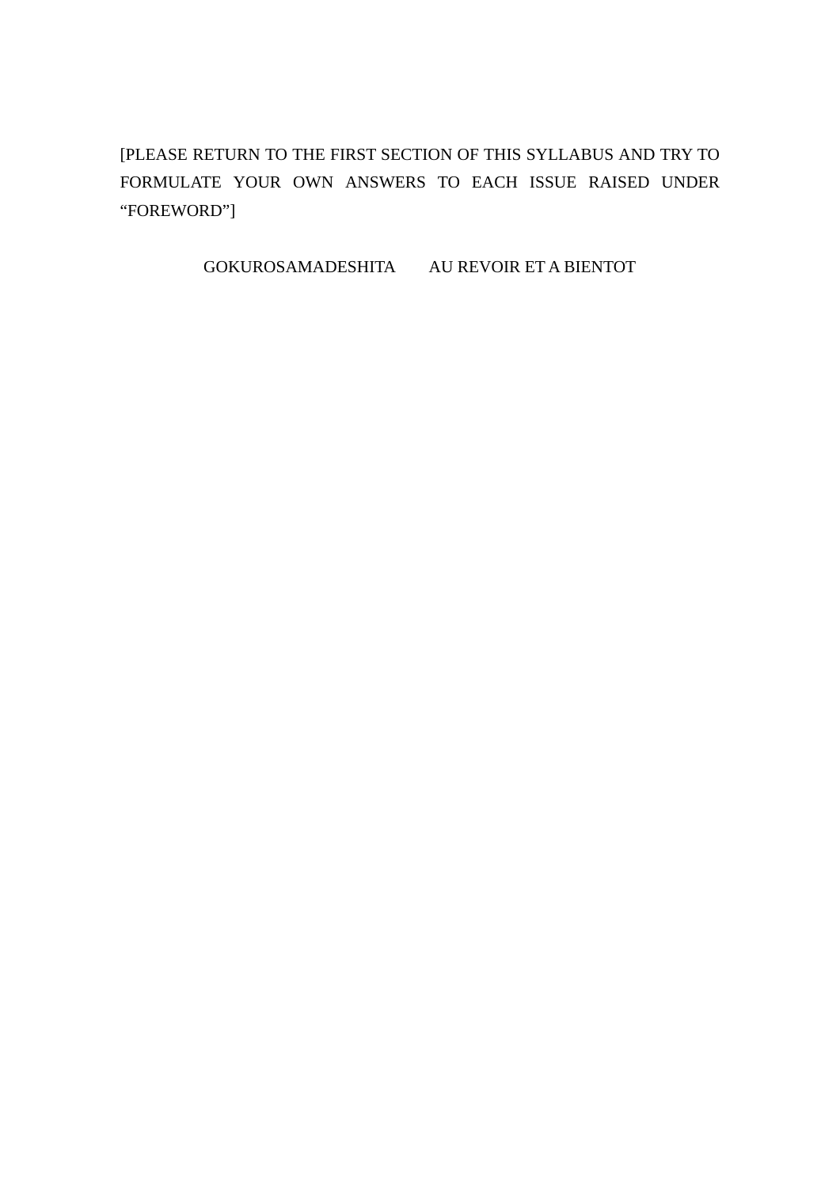[PLEASE RETURN TO THE FIRST SECTION OF THIS SYLLABUS AND TRY TO FORMULATE YOUR OWN ANSWERS TO EACH ISSUE RAISED UNDER “FOREWORD”]

GOKUROSAMADESHITA AU REVOIR ET A BIENTOT